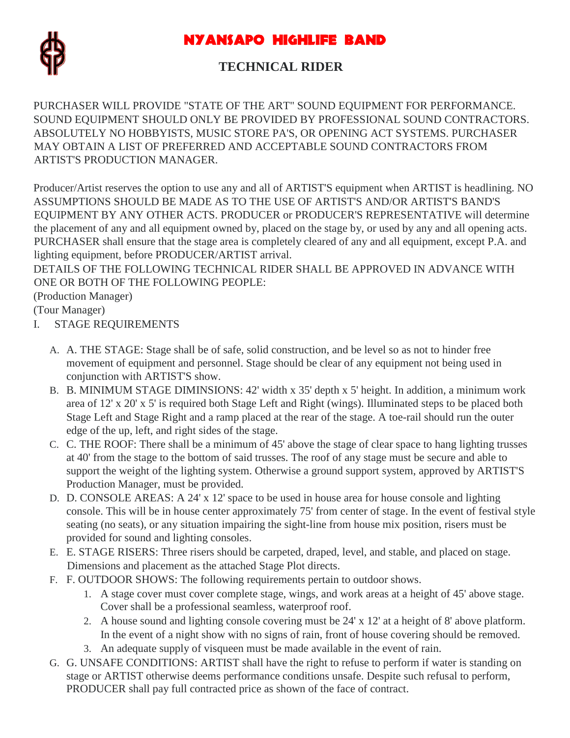# NYANSAPO HIGHLIFE BAND

## TECHNICAL RIDER

PURCHASER WILL PROVIDE "STATE OF THE ART" SOUND EQUIPMENT FOR PERFORMANCE. SOUND EQUIPMENT SHOULD ONLY BE PROVIDED BY PROFESSIONAL SOUND CONTRACTORS. ABSOLUTELY NO HOBBYISTS, MUSIC STORE PA'S, OR OPENING ACT SYSTEMS. PURCHASER MAY OBTAIN A LIST OF PREFERRED AND ACCEPTABLE SOUND CONTRACTORS FROM ARTIST'S PRODUCTION MANAGER.

Producer/Artist reserves the option to use any and all of ARTIST'S equipment when ARTIST is headlining. NO ASSUMPTIONS SHOULD BE MADE AS TO THE USE OF ARTIST'S AND/OR ARTIST'S BAND'S EQUIPMENT BY ANY OTHER ACTS. PRODUCER or PRODUCER'S REPRESENTATIVE will determine the placement of any and all equipment owned by, placed on the stage by, or used by any and all opening acts. PURCHASER shall ensure that the stage area is completely cleared of any and all equipment, except P.A. and lighting equipment, before PRODUCER/ARTIST arrival.

DETAILS OF THE FOLLOWING TECHNICAL RIDER SHALL BE APPROVED IN ADVANCE WITH ONE OR BOTH OF THE FOLLOWING PEOPLE:

(Production Manager)

(Tour Manager)

I. STAGE REQUIREMENTS

A. A. THE STAGE: Stage shall be of safe, solid construction, and be level so as not to hinder free movement of equipment and personnel. Stage should be clear of any equipment not being used in conjunction with ARTIST'S show.

B. B. MINIMUM STAGE DIMINSIONS: 42' width x 35' depth x 5' height. In addition, a minimum work area of 12' x 20' x 5' is required both Stage Left and Right (wings). Illuminated steps to be placed both Stage Left and Stage Right and a ramp placed at the rear of the stage. A toe-rail should run the outer edge of the up, left, and right sides of the stage.

C. C. THE ROOF: There shall be a minimum of 45' above the stage of clear space to hang lighting trusses at 40' from the stage to the bottom of said trusses. The roof of any stage must be secure and able to support the weight of the lighting system. Otherwise a ground support system, approved by ARTIST'S Production Manager, must be provided.

D. D. CONSOLE AREAS: A 24' x 12' space to be used in house area for house console and lighting console. This will be in house center approximately 75' from center of stage. In the event of festival style seating (no seats), or any situation impairing the sight-line from house mix position, risers must be provided for sound and lighting consoles.

E. E. STAGE RISERS: Three risers should be carpeted, draped, level, and stable, and placed on stage. Dimensions and placement as the attached Stage Plot directs.

F. F. OUTDOOR SHOWS: The following requirements pertain to outdoor shows.
   1. A stage cover must cover complete stage, wings, and work areas at a height of 45' above stage. Cover shall be a professional seamless, waterproof roof.
   2. A house sound and lighting console covering must be 24' x 12' at a height of 8' above platform. In the event of a night show with no signs of rain, front of house covering should be removed.
   3. An adequate supply of visqueen must be made available in the event of rain.

G. G. UNSAFE CONDITIONS: ARTIST shall have the right to refuse to perform if water is standing on stage or ARTIST otherwise deems performance conditions unsafe. Despite such refusal to perform, PRODUCER shall pay full contracted price as shown of the face of contract.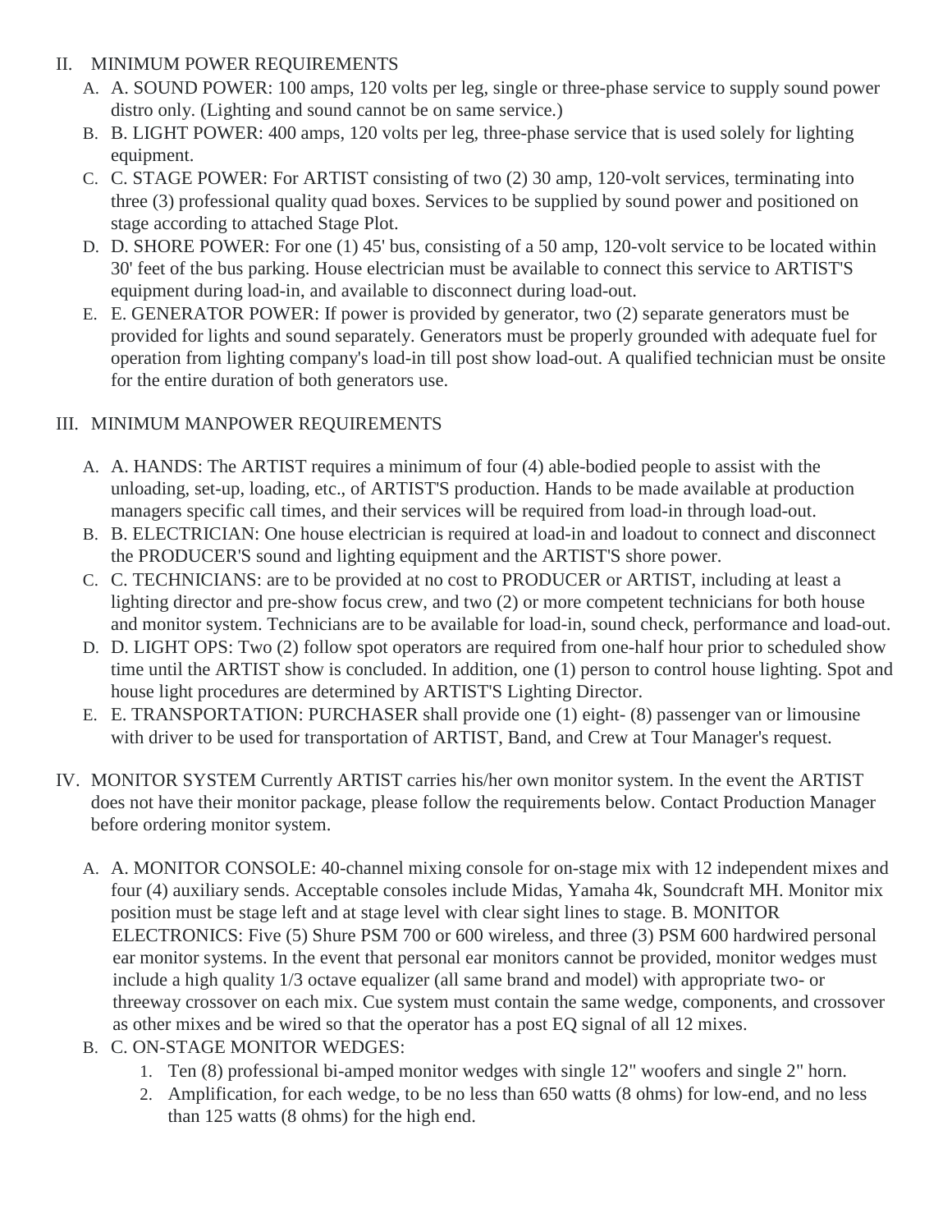II. MINIMUM POWER REQUIREMENTS

A. A. SOUND POWER: 100 amps, 120 volts per leg, single or three-phase service to supply sound power distro only. (Lighting and sound cannot be on same service.)

B. B. LIGHT POWER: 400 amps, 120 volts per leg, three-phase service that is used solely for lighting equipment.

C. C. STAGE POWER: For ARTIST consisting of two (2) 30 amp, 120-volt services, terminating into three (3) professional quality quad boxes. Services to be supplied by sound power and positioned on stage according to attached Stage Plot.

D. D. SHORE POWER: For one (1) 45' bus, consisting of a 50 amp, 120-volt service to be located within 30' feet of the bus parking. House electrician must be available to connect this service to ARTIST'S equipment during load-in, and available to disconnect during load-out.

E. E. GENERATOR POWER: If power is provided by generator, two (2) separate generators must be provided for lights and sound separately. Generators must be properly grounded with adequate fuel for operation from lighting company's load-in till post show load-out. A qualified technician must be onsite for the entire duration of both generators use.

III. MINIMUM MANPOWER REQUIREMENTS

A. A. HANDS: The ARTIST requires a minimum of four (4) able-bodied people to assist with the unloading, set-up, loading, etc., of ARTIST'S production. Hands to be made available at production managers specific call times, and their services will be required from load-in through load-out.

B. B. ELECTRICIAN: One house electrician is required at load-in and loadout to connect and disconnect the PRODUCER'S sound and lighting equipment and the ARTIST'S shore power.

C. C. TECHNICIANS: are to be provided at no cost to PRODUCER or ARTIST, including at least a lighting director and pre-show focus crew, and two (2) or more competent technicians for both house and monitor system. Technicians are to be available for load-in, sound check, performance and load-out.

D. D. LIGHT OPS: Two (2) follow spot operators are required from one-half hour prior to scheduled show time until the ARTIST show is concluded. In addition, one (1) person to control house lighting. Spot and house light procedures are determined by ARTIST'S Lighting Director.

E. E. TRANSPORTATION: PURCHASER shall provide one (1) eight- (8) passenger van or limousine with driver to be used for transportation of ARTIST, Band, and Crew at Tour Manager's request.

IV. MONITOR SYSTEM Currently ARTIST carries his/her own monitor system. In the event the ARTIST does not have their monitor package, please follow the requirements below. Contact Production Manager before ordering monitor system.

A. A. MONITOR CONSOLE: 40-channel mixing console for on-stage mix with 12 independent mixes and four (4) auxiliary sends. Acceptable consoles include Midas, Yamaha 4k, Soundcraft MH. Monitor mix position must be stage left and at stage level with clear sight lines to stage. B. MONITOR ELECTRONICS: Five (5) Shure PSM 700 or 600 wireless, and three (3) PSM 600 hardwired personal ear monitor systems. In the event that personal ear monitors cannot be provided, monitor wedges must include a high quality 1/3 octave equalizer (all same brand and model) with appropriate two- or threeway crossover on each mix. Cue system must contain the same wedge, components, and crossover as other mixes and be wired so that the operator has a post EQ signal of all 12 mixes.

B. C. ON-STAGE MONITOR WEDGES:

1. Ten (8) professional bi-amped monitor wedges with single 12" woofers and single 2" horn.
2. Amplification, for each wedge, to be no less than 650 watts (8 ohms) for low-end, and no less than 125 watts (8 ohms) for the high end.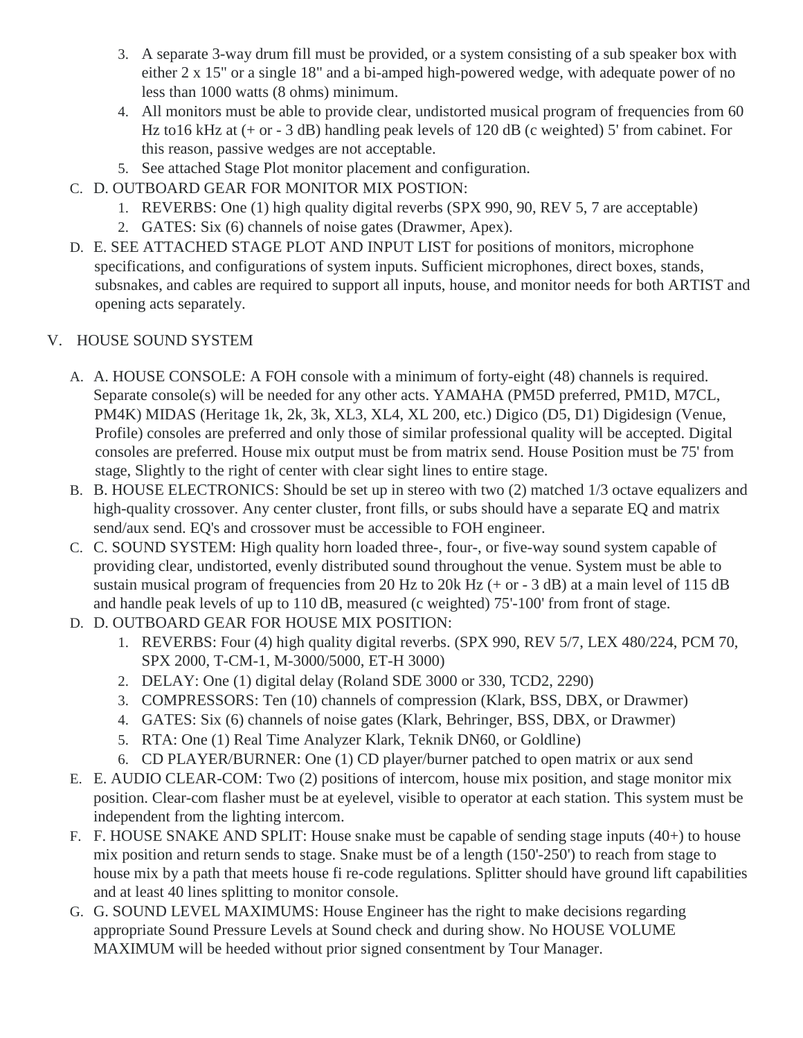3. A separate 3-way drum fill must be provided, or a system consisting of a sub speaker box with either 2 x 15" or a single 18" and a bi-amped high-powered wedge, with adequate power of no less than 1000 watts (8 ohms) minimum.
4. All monitors must be able to provide clear, undistorted musical program of frequencies from 60 Hz to16 kHz at (+ or - 3 dB) handling peak levels of 120 dB (c weighted) 5' from cabinet. For this reason, passive wedges are not acceptable.
5. See attached Stage Plot monitor placement and configuration.

C. D. OUTBOARD GEAR FOR MONITOR MIX POSTION:

1. REVERBS: One (1) high quality digital reverbs (SPX 990, 90, REV 5, 7 are acceptable)
2. GATES: Six (6) channels of noise gates (Drawmer, Apex).

D. E. SEE ATTACHED STAGE PLOT AND INPUT LIST for positions of monitors, microphone specifications, and configurations of system inputs. Sufficient microphones, direct boxes, stands, subsnakes, and cables are required to support all inputs, house, and monitor needs for both ARTIST and opening acts separately.

## V. HOUSE SOUND SYSTEM

A. A. HOUSE CONSOLE: A FOH console with a minimum of forty-eight (48) channels is required. Separate console(s) will be needed for any other acts. YAMAHA (PM5D preferred, PM1D, M7CL, PM4K) MIDAS (Heritage 1k, 2k, 3k, XL3, XL4, XL 200, etc.) Digico (D5, D1) Digidesign (Venue, Profile) consoles are preferred and only those of similar professional quality will be accepted. Digital consoles are preferred. House mix output must be from matrix send. House Position must be 75' from stage, Slightly to the right of center with clear sight lines to entire stage.

B. B. HOUSE ELECTRONICS: Should be set up in stereo with two (2) matched 1/3 octave equalizers and high-quality crossover. Any center cluster, front fills, or subs should have a separate EQ and matrix send/aux send. EQ's and crossover must be accessible to FOH engineer.

C. C. SOUND SYSTEM: High quality horn loaded three-, four-, or five-way sound system capable of providing clear, undistorted, evenly distributed sound throughout the venue. System must be able to sustain musical program of frequencies from 20 Hz to 20k Hz (+ or - 3 dB) at a main level of 115 dB and handle peak levels of up to 110 dB, measured (c weighted) 75'-100' from front of stage.

D. D. OUTBOARD GEAR FOR HOUSE MIX POSITION:

1. REVERBS: Four (4) high quality digital reverbs. (SPX 990, REV 5/7, LEX 480/224, PCM 70, SPX 2000, T-CM-1, M-3000/5000, ET-H 3000)
2. DELAY: One (1) digital delay (Roland SDE 3000 or 330, TCD2, 2290)
3. COMPRESSORS: Ten (10) channels of compression (Klark, BSS, DBX, or Drawmer)
4. GATES: Six (6) channels of noise gates (Klark, Behringer, BSS, DBX, or Drawmer)
5. RTA: One (1) Real Time Analyzer Klark, Teknik DN60, or Goldline)
6. CD PLAYER/BURNER: One (1) CD player/burner patched to open matrix or aux send

E. E. AUDIO CLEAR-COM: Two (2) positions of intercom, house mix position, and stage monitor mix position. Clear-com flasher must be at eyelevel, visible to operator at each station. This system must be independent from the lighting intercom.

F. F. HOUSE SNAKE AND SPLIT: House snake must be capable of sending stage inputs (40+) to house mix position and return sends to stage. Snake must be of a length (150'-250') to reach from stage to house mix by a path that meets house fi re-code regulations. Splitter should have ground lift capabilities and at least 40 lines splitting to monitor console.

G. G. SOUND LEVEL MAXIMUMS: House Engineer has the right to make decisions regarding appropriate Sound Pressure Levels at Sound check and during show. No HOUSE VOLUME MAXIMUM will be heeded without prior signed consentment by Tour Manager.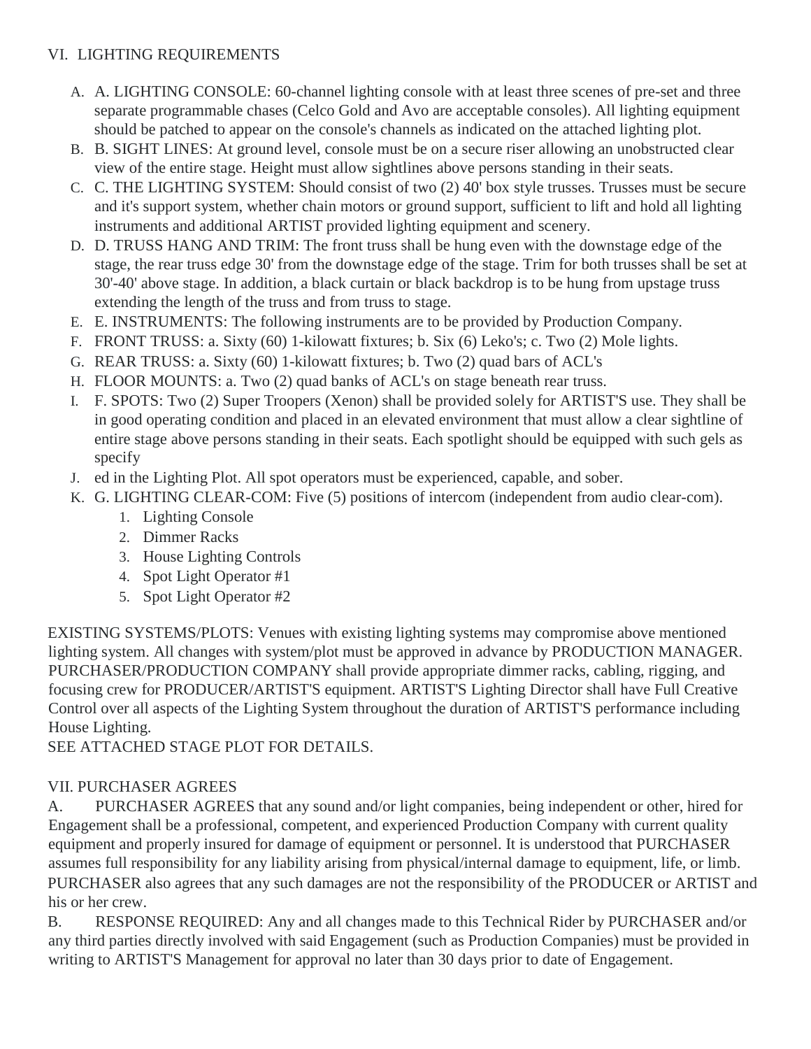VI. LIGHTING REQUIREMENTS

A. A. LIGHTING CONSOLE: 60-channel lighting console with at least three scenes of pre-set and three separate programmable chases (Celco Gold and Avo are acceptable consoles). All lighting equipment should be patched to appear on the console's channels as indicated on the attached lighting plot.
B. B. SIGHT LINES: At ground level, console must be on a secure riser allowing an unobstructed clear view of the entire stage. Height must allow sightlines above persons standing in their seats.
C. C. THE LIGHTING SYSTEM: Should consist of two (2) 40' box style trusses. Trusses must be secure and it's support system, whether chain motors or ground support, sufficient to lift and hold all lighting instruments and additional ARTIST provided lighting equipment and scenery.
D. D. TRUSS HANG AND TRIM: The front truss shall be hung even with the downstage edge of the stage, the rear truss edge 30' from the downstage edge of the stage. Trim for both trusses shall be set at 30'-40' above stage. In addition, a black curtain or black backdrop is to be hung from upstage truss extending the length of the truss and from truss to stage.
E. E. INSTRUMENTS: The following instruments are to be provided by Production Company.
F. FRONT TRUSS: a. Sixty (60) 1-kilowatt fixtures; b. Six (6) Leko's; c. Two (2) Mole lights.
G. REAR TRUSS: a. Sixty (60) 1-kilowatt fixtures; b. Two (2) quad bars of ACL's
H. FLOOR MOUNTS: a. Two (2) quad banks of ACL's on stage beneath rear truss.
I. F. SPOTS: Two (2) Super Troopers (Xenon) shall be provided solely for ARTIST'S use. They shall be in good operating condition and placed in an elevated environment that must allow a clear sightline of entire stage above persons standing in their seats. Each spotlight should be equipped with such gels as specify
J. ed in the Lighting Plot. All spot operators must be experienced, capable, and sober.
K. G. LIGHTING CLEAR-COM: Five (5) positions of intercom (independent from audio clear-com).
    1. Lighting Console
    2. Dimmer Racks
    3. House Lighting Controls
    4. Spot Light Operator #1
    5. Spot Light Operator #2

EXISTING SYSTEMS/PLOTS: Venues with existing lighting systems may compromise above mentioned lighting system. All changes with system/plot must be approved in advance by PRODUCTION MANAGER. PURCHASER/PRODUCTION COMPANY shall provide appropriate dimmer racks, cabling, rigging, and focusing crew for PRODUCER/ARTIST'S equipment. ARTIST'S Lighting Director shall have Full Creative Control over all aspects of the Lighting System throughout the duration of ARTIST'S performance including House Lighting.
SEE ATTACHED STAGE PLOT FOR DETAILS.

VII. PURCHASER AGREES

A. PURCHASER AGREES that any sound and/or light companies, being independent or other, hired for Engagement shall be a professional, competent, and experienced Production Company with current quality equipment and properly insured for damage of equipment or personnel. It is understood that PURCHASER assumes full responsibility for any liability arising from physical/internal damage to equipment, life, or limb. PURCHASER also agrees that any such damages are not the responsibility of the PRODUCER or ARTIST and his or her crew.

B. RESPONSE REQUIRED: Any and all changes made to this Technical Rider by PURCHASER and/or any third parties directly involved with said Engagement (such as Production Companies) must be provided in writing to ARTIST'S Management for approval no later than 30 days prior to date of Engagement.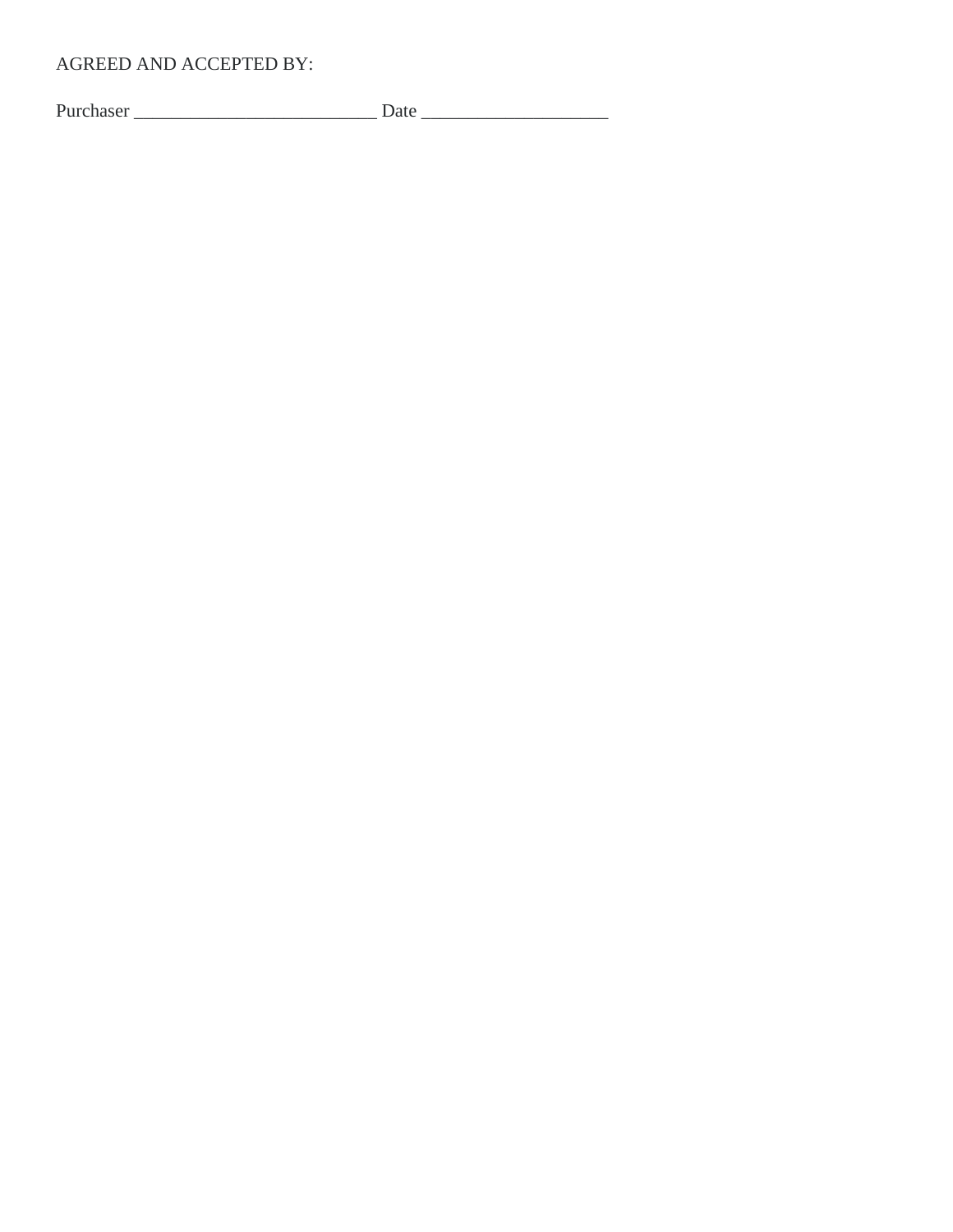AGREED AND ACCEPTED BY:

Purchaser ___________________________ Date ____________________